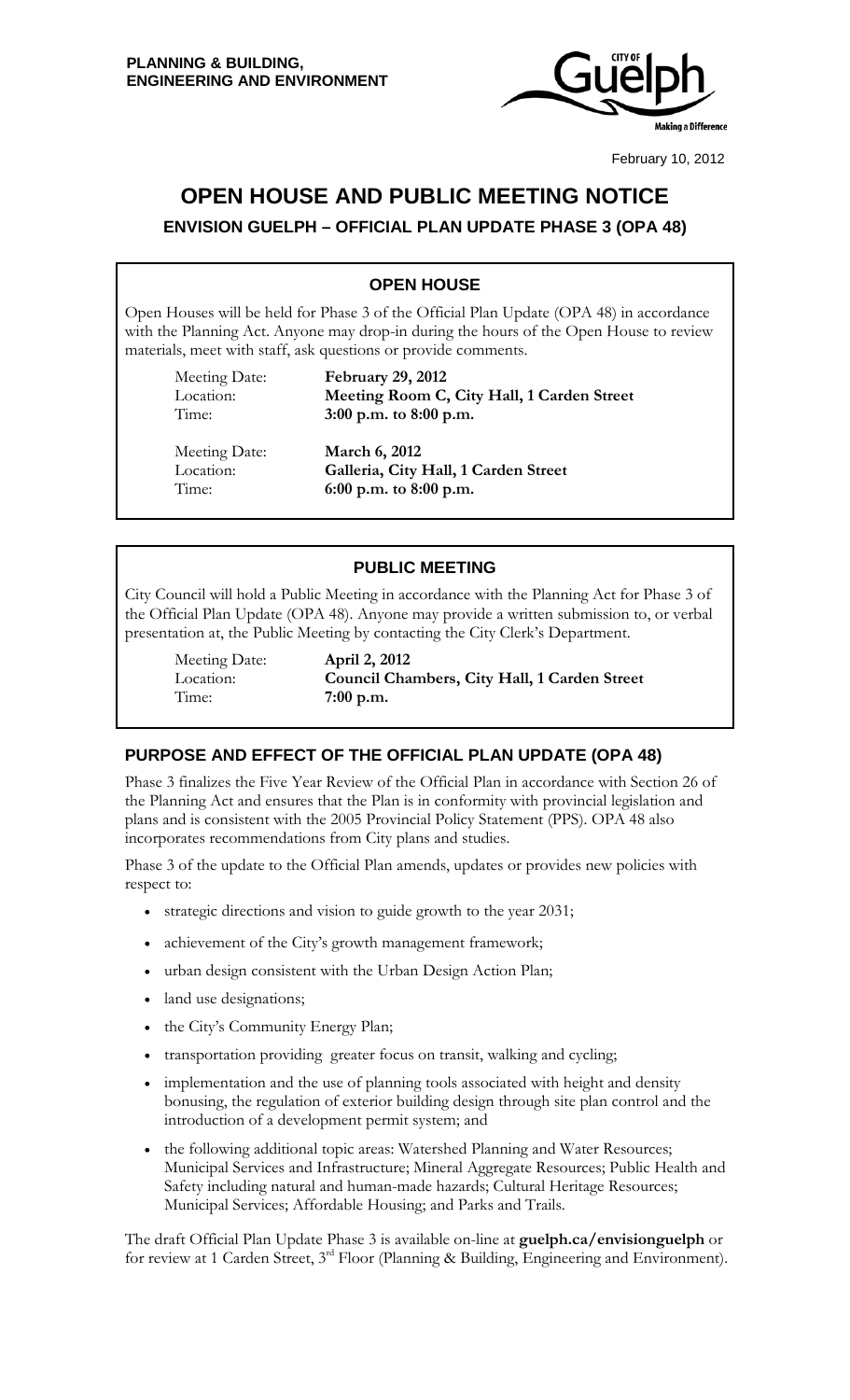**PLANNING & BUILDING, ENGINEERING AND ENVIRONMENT**

February 10, 2012

# OPEN HOUSE AND PUBLIC MEETING NOTICE

## ENVISION GUELPH – OFFICIAL PLAN UPDATE PHASE 3 (OPA 48)

### OPEN HOUSE

Open Houses will be held for Phase 3 of the Official Plan Update (OPA 48) in accordance with the Planning Act. Anyone may drop-in during the hours of the Open House to review materials, meet with staff, ask questions or provide comments.

Meeting Date: **February 29, 2012**
Location: **Meeting Room C, City Hall, 1 Carden Street**
Time: **3:00 p.m. to 8:00 p.m.**

Meeting Date: **March 6, 2012**
Location: **Galleria, City Hall, 1 Carden Street**
Time: **6:00 p.m. to 8:00 p.m.**

### PUBLIC MEETING

City Council will hold a Public Meeting in accordance with the Planning Act for Phase 3 of the Official Plan Update (OPA 48). Anyone may provide a written submission to, or verbal presentation at, the Public Meeting by contacting the City Clerk's Department.

Meeting Date: **April 2, 2012**
Location: **Council Chambers, City Hall, 1 Carden Street**
Time: **7:00 p.m.**

### PURPOSE AND EFFECT OF THE OFFICIAL PLAN UPDATE (OPA 48)

Phase 3 finalizes the Five Year Review of the Official Plan in accordance with Section 26 of the Planning Act and ensures that the Plan is in conformity with provincial legislation and plans and is consistent with the 2005 Provincial Policy Statement (PPS). OPA 48 also incorporates recommendations from City plans and studies.

Phase 3 of the update to the Official Plan amends, updates or provides new policies with respect to:

- strategic directions and vision to guide growth to the year 2031;
- achievement of the City's growth management framework;
- urban design consistent with the Urban Design Action Plan;
- land use designations;
- the City's Community Energy Plan;
- transportation providing greater focus on transit, walking and cycling;
- implementation and the use of planning tools associated with height and density bonusing, the regulation of exterior building design through site plan control and the introduction of a development permit system; and
- the following additional topic areas: Watershed Planning and Water Resources; Municipal Services and Infrastructure; Mineral Aggregate Resources; Public Health and Safety including natural and human-made hazards; Cultural Heritage Resources; Municipal Services; Affordable Housing; and Parks and Trails.

The draft Official Plan Update Phase 3 is available on-line at **guelph.ca/envisionguelph** or for review at 1 Carden Street, 3rd Floor (Planning & Building, Engineering and Environment).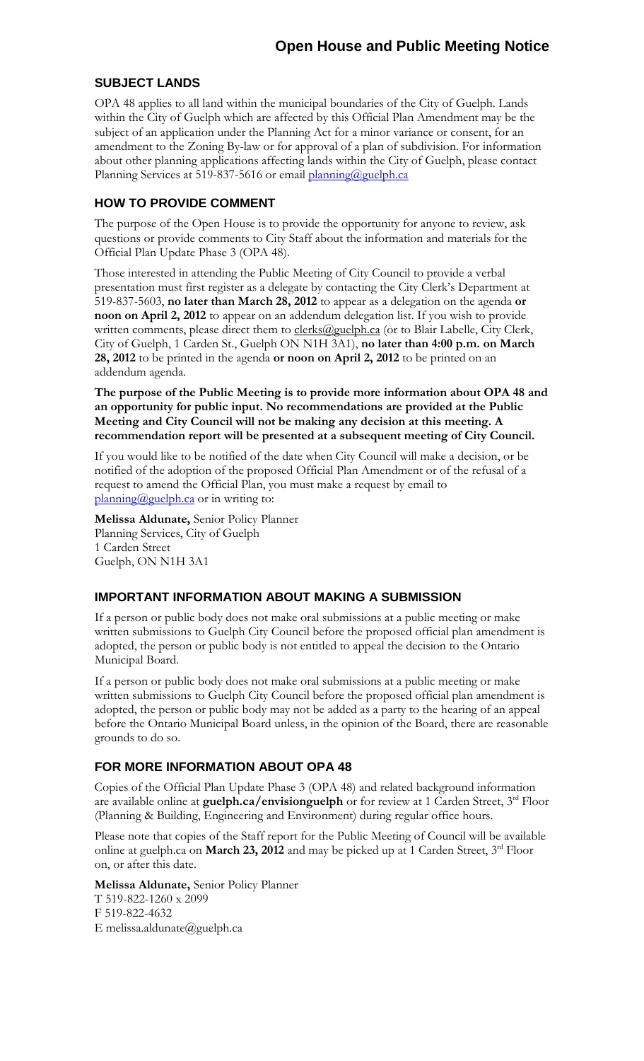# Open House and Public Meeting Notice

## SUBJECT LANDS

OPA 48 applies to all land within the municipal boundaries of the City of Guelph. Lands within the City of Guelph which are affected by this Official Plan Amendment may be the subject of an application under the Planning Act for a minor variance or consent, for an amendment to the Zoning By-law or for approval of a plan of subdivision. For information about other planning applications affecting lands within the City of Guelph, please contact Planning Services at 519-837-5616 or email planning@guelph.ca

## HOW TO PROVIDE COMMENT

The purpose of the Open House is to provide the opportunity for anyone to review, ask questions or provide comments to City Staff about the information and materials for the Official Plan Update Phase 3 (OPA 48).

Those interested in attending the Public Meeting of City Council to provide a verbal presentation must first register as a delegate by contacting the City Clerk's Department at 519-837-5603, **no later than March 28, 2012** to appear as a delegation on the agenda **or noon on April 2, 2012** to appear on an addendum delegation list. If you wish to provide written comments, please direct them to clerks@guelph.ca (or to Blair Labelle, City Clerk, City of Guelph, 1 Carden St., Guelph ON N1H 3A1), **no later than 4:00 p.m. on March 28, 2012** to be printed in the agenda **or noon on April 2, 2012** to be printed on an addendum agenda.

**The purpose of the Public Meeting is to provide more information about OPA 48 and an opportunity for public input. No recommendations are provided at the Public Meeting and City Council will not be making any decision at this meeting. A recommendation report will be presented at a subsequent meeting of City Council.**

If you would like to be notified of the date when City Council will make a decision, or be notified of the adoption of the proposed Official Plan Amendment or of the refusal of a request to amend the Official Plan, you must make a request by email to planning@guelph.ca or in writing to:

**Melissa Aldunate,** Senior Policy Planner
Planning Services, City of Guelph
1 Carden Street
Guelph, ON N1H 3A1

## IMPORTANT INFORMATION ABOUT MAKING A SUBMISSION

If a person or public body does not make oral submissions at a public meeting or make written submissions to Guelph City Council before the proposed official plan amendment is adopted, the person or public body is not entitled to appeal the decision to the Ontario Municipal Board.

If a person or public body does not make oral submissions at a public meeting or make written submissions to Guelph City Council before the proposed official plan amendment is adopted, the person or public body may not be added as a party to the hearing of an appeal before the Ontario Municipal Board unless, in the opinion of the Board, there are reasonable grounds to do so.

## FOR MORE INFORMATION ABOUT OPA 48

Copies of the Official Plan Update Phase 3 (OPA 48) and related background information are available online at **guelph.ca/envisionguelph** or for review at 1 Carden Street, 3rd Floor (Planning & Building, Engineering and Environment) during regular office hours.

Please note that copies of the Staff report for the Public Meeting of Council will be available online at guelph.ca on **March 23, 2012** and may be picked up at 1 Carden Street, 3rd Floor on, or after this date.

**Melissa Aldunate,** Senior Policy Planner
T 519-822-1260 x 2099
F 519-822-4632
E melissa.aldunate@guelph.ca